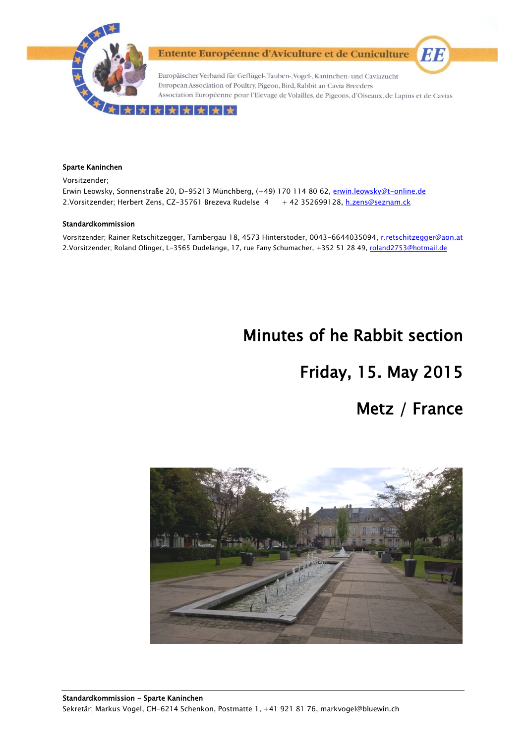Entente Européenne d'Aviculture et de Cuniculture

Europäischer Verband für Geflügel-,Tauben-,Vogel-, Kaninchen- und Caviazucht
European Association of Poultry, Pigeon, Bird, Rabbit an Cavia Breeders
Association Européenne pour l'Elevage de Volailles, de Pigeons, d'Oiseaux, de Lapins et de Cavias

**Sparte Kaninchen**

Vorsitzender;
Erwin Leowsky, Sonnenstraße 20, D-95213 Münchberg, (+49) 170 114 80 62, erwin.leowsky@t-online.de
2.Vorsitzender; Herbert Zens, CZ-35761 Brezeva Rudelse 4 + 42 352699128, h.zens@seznam.ck

**Standardkommission**

Vorsitzender; Rainer Retschitzegger, Tambergau 18, 4573 Hinterstoder, 0043-6644035094, r.retschitzegger@aon.at
2.Vorsitzender; Roland Olinger, L-3565 Dudelange, 17, rue Fany Schumacher, +352 51 28 49, roland2753@hotmail.de

# Minutes of he Rabbit section

# Friday, 15. May 2015

# Metz / France

**Standardkommission - Sparte Kaninchen**
Sekretär; Markus Vogel, CH-6214 Schenkon, Postmatte 1, +41 921 81 76, markvogel@bluewin.ch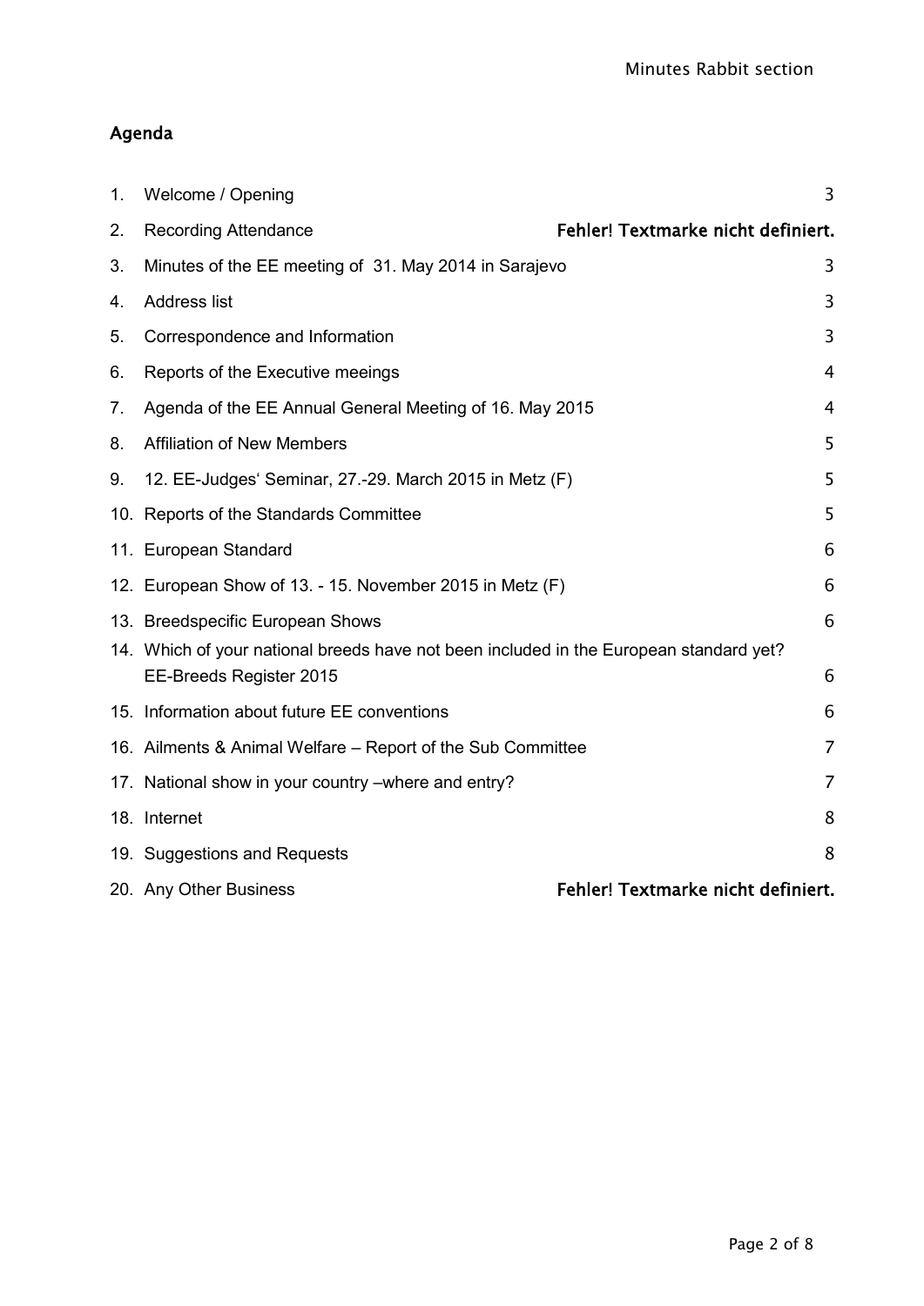## Agenda

| | | |
|---|---|---|
| 1. | Welcome / Opening | 3 |
| 2. | Recording Attendance | Fehler! Textmarke nicht definiert. |
| 3. | Minutes of the EE meeting of 31. May 2014 in Sarajevo | 3 |
| 4. | Address list | 3 |
| 5. | Correspondence and Information | 3 |
| 6. | Reports of the Executive meeings | 4 |
| 7. | Agenda of the EE Annual General Meeting of 16. May 2015 | 4 |
| 8. | Affiliation of New Members | 5 |
| 9. | 12. EE-Judges' Seminar, 27.-29. March 2015 in Metz (F) | 5 |
| 10. | Reports of the Standards Committee | 5 |
| 11. | European Standard | 6 |
| 12. | European Show of 13. - 15. November 2015 in Metz (F) | 6 |
| 13. | Breedspecific European Shows | 6 |
| 14. | Which of your national breeds have not been included in the European standard yet? EE-Breeds Register 2015 | 6 |
| 15. | Information about future EE conventions | 6 |
| 16. | Ailments & Animal Welfare – Report of the Sub Committee | 7 |
| 17. | National show in your country –where and entry? | 7 |
| 18. | Internet | 8 |
| 19. | Suggestions and Requests | 8 |
| 20. | Any Other Business | Fehler! Textmarke nicht definiert. |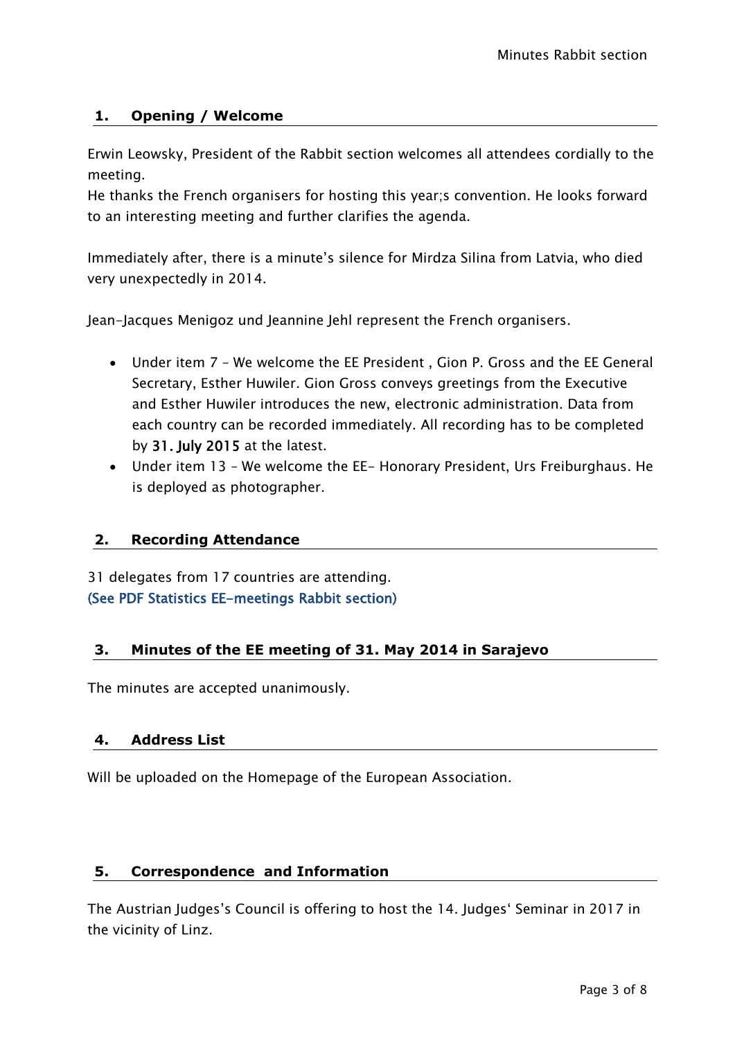## 1. Opening / Welcome

Erwin Leowsky, President of the Rabbit section welcomes all attendees cordially to the meeting.
He thanks the French organisers for hosting this year;s convention. He looks forward to an interesting meeting and further clarifies the agenda.

Immediately after, there is a minute's silence for Mirdza Silina from Latvia, who died very unexpectedly in 2014.

Jean-Jacques Menigoz und Jeannine Jehl represent the French organisers.

- Under item 7 – We welcome the EE President , Gion P. Gross and the EE General Secretary, Esther Huwiler. Gion Gross conveys greetings from the Executive and Esther Huwiler introduces the new, electronic administration. Data from each country can be recorded immediately. All recording has to be completed by 31. July 2015 at the latest.
- Under item 13 – We welcome the EE- Honorary President, Urs Freiburghaus. He is deployed as photographer.

## 2. Recording Attendance

31 delegates from 17 countries are attending.
(See PDF Statistics EE-meetings Rabbit section)

## 3. Minutes of the EE meeting of 31. May 2014 in Sarajevo

The minutes are accepted unanimously.

## 4. Address List

Will be uploaded on the Homepage of the European Association.

## 5. Correspondence and Information

The Austrian Judges's Council is offering to host the 14. Judges' Seminar in 2017 in the vicinity of Linz.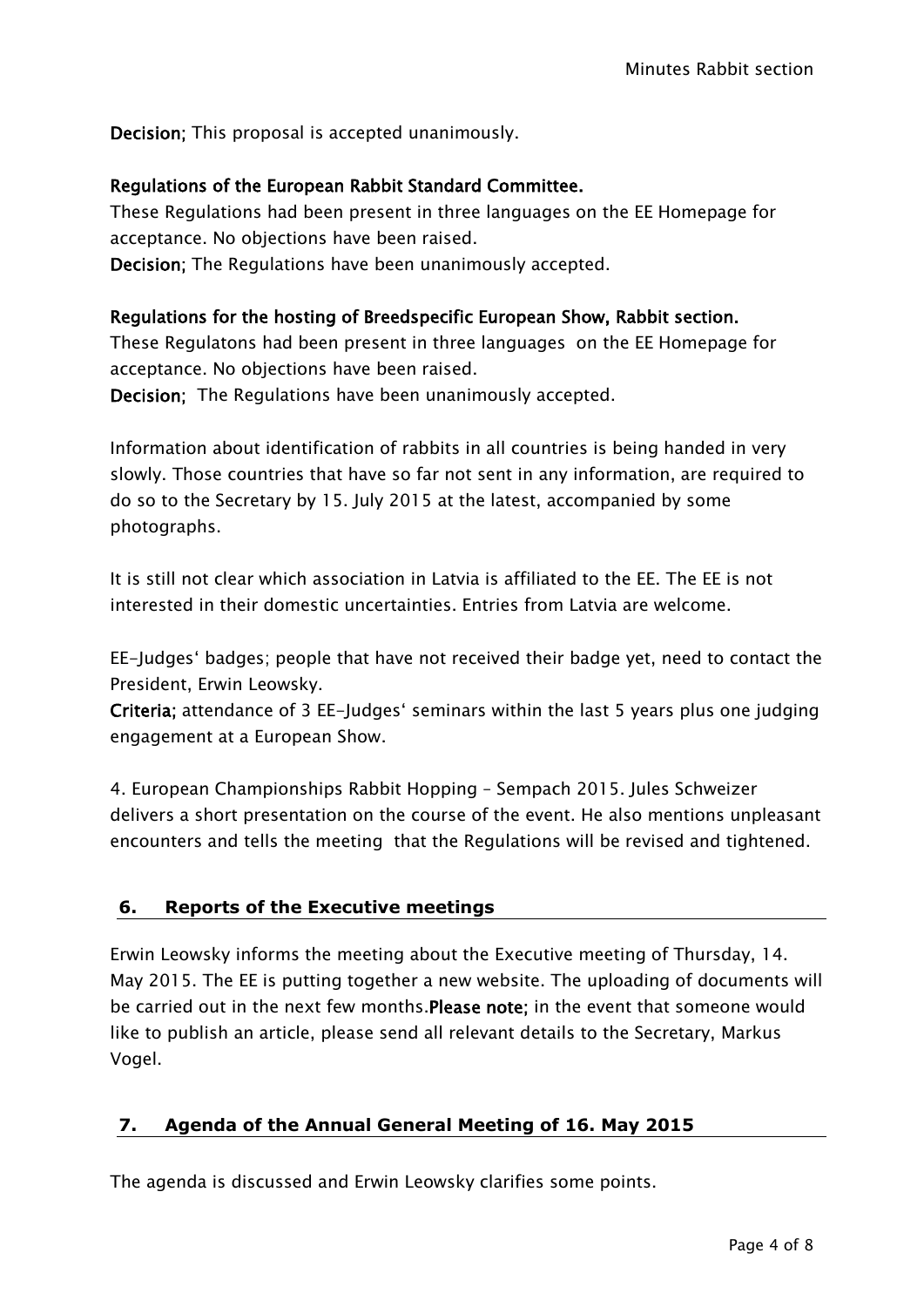**Decision;** This proposal is accepted unanimously.

**Regulations of the European Rabbit Standard Committee.**
These Regulations had been present in three languages on the EE Homepage for acceptance. No objections have been raised.
**Decision;** The Regulations have been unanimously accepted.

**Regulations for the hosting of Breedspecific European Show, Rabbit section.**
These Regulatons had been present in three languages on the EE Homepage for acceptance. No objections have been raised.
**Decision;** The Regulations have been unanimously accepted.

Information about identification of rabbits in all countries is being handed in very slowly. Those countries that have so far not sent in any information, are required to do so to the Secretary by 15. July 2015 at the latest, accompanied by some photographs.

It is still not clear which association in Latvia is affiliated to the EE. The EE is not interested in their domestic uncertainties. Entries from Latvia are welcome.

EE-Judges' badges; people that have not received their badge yet, need to contact the President, Erwin Leowsky.
**Criteria;** attendance of 3 EE-Judges' seminars within the last 5 years plus one judging engagement at a European Show.

4. European Championships Rabbit Hopping – Sempach 2015. Jules Schweizer delivers a short presentation on the course of the event. He also mentions unpleasant encounters and tells the meeting that the Regulations will be revised and tightened.

## 6. Reports of the Executive meetings

Erwin Leowsky informs the meeting about the Executive meeting of Thursday, 14. May 2015. The EE is putting together a new website. The uploading of documents will be carried out in the next few months.**Please note;** in the event that someone would like to publish an article, please send all relevant details to the Secretary, Markus Vogel.

## 7. Agenda of the Annual General Meeting of 16. May 2015

The agenda is discussed and Erwin Leowsky clarifies some points.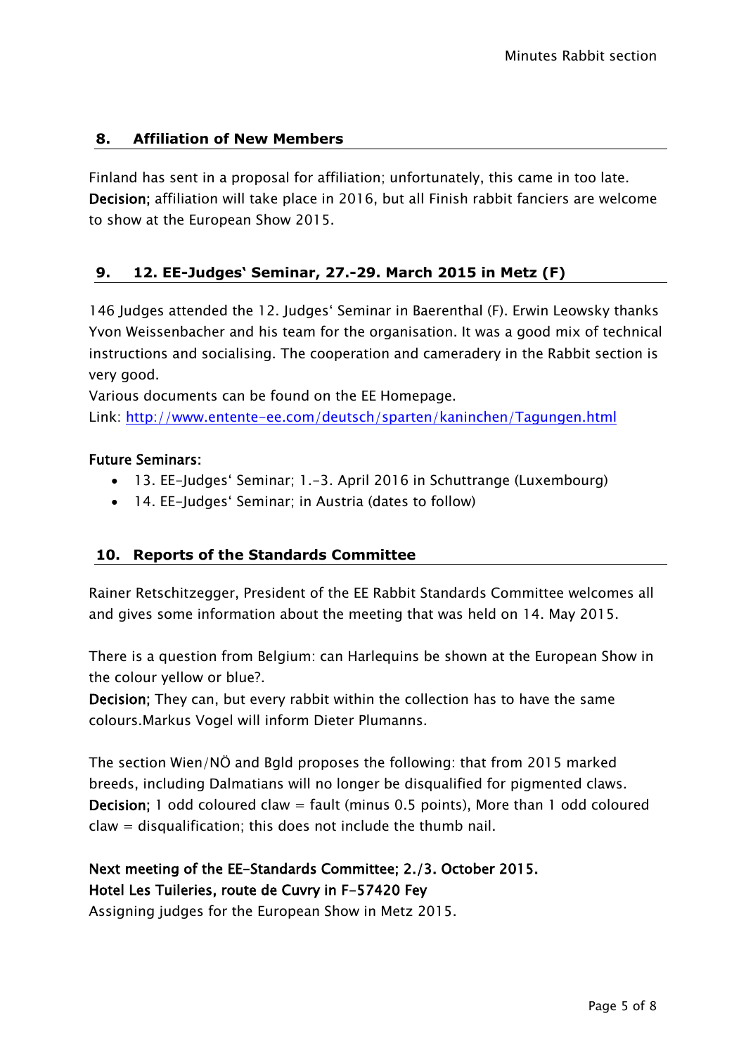## 8. Affiliation of New Members

Finland has sent in a proposal for affiliation; unfortunately, this came in too late.
**Decision;** affiliation will take place in 2016, but all Finish rabbit fanciers are welcome to show at the European Show 2015.

## 9. 12. EE-Judges' Seminar, 27.-29. March 2015 in Metz (F)

146 Judges attended the 12. Judges' Seminar in Baerenthal (F). Erwin Leowsky thanks Yvon Weissenbacher and his team for the organisation. It was a good mix of technical instructions and socialising. The cooperation and cameradery in the Rabbit section is very good.
Various documents can be found on the EE Homepage.
Link: [http://www.entente-ee.com/deutsch/sparten/kaninchen/Tagungen.html](http://www.entente-ee.com/deutsch/sparten/kaninchen/Tagungen.html)

**Future Seminars:**

- 13. EE-Judges' Seminar; 1.-3. April 2016 in Schuttrange (Luxembourg)
- 14. EE-Judges' Seminar; in Austria (dates to follow)

## 10. Reports of the Standards Committee

Rainer Retschitzegger, President of the EE Rabbit Standards Committee welcomes all and gives some information about the meeting that was held on 14. May 2015.

There is a question from Belgium: can Harlequins be shown at the European Show in the colour yellow or blue?.
**Decision;** They can, but every rabbit within the collection has to have the same colours.Markus Vogel will inform Dieter Plumanns.

The section Wien/NÖ and Bgld proposes the following: that from 2015 marked breeds, including Dalmatians will no longer be disqualified for pigmented claws.
**Decision;** 1 odd coloured claw = fault (minus 0.5 points), More than 1 odd coloured claw = disqualification; this does not include the thumb nail.

**Next meeting of the EE-Standards Committee; 2./3. October 2015.**
**Hotel Les Tuileries, route de Cuvry in F-57420 Fey**
Assigning judges for the European Show in Metz 2015.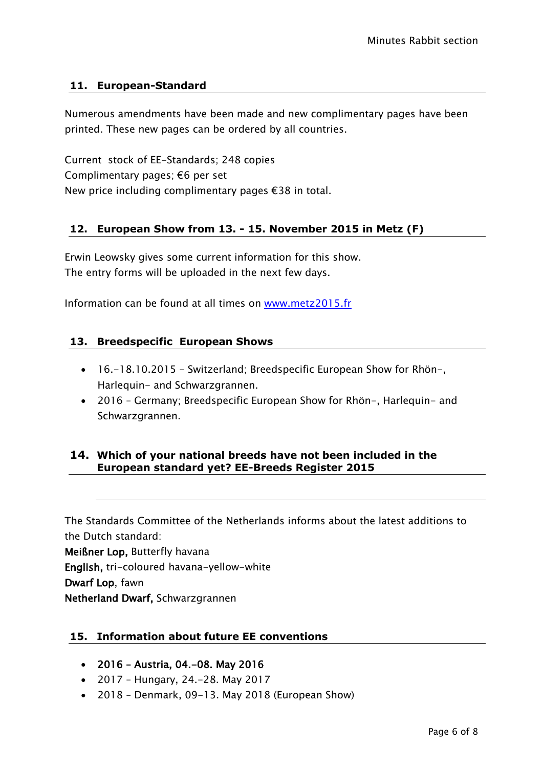## 11. European-Standard

Numerous amendments have been made and new complimentary pages have been printed. These new pages can be ordered by all countries.

Current  stock of EE-Standards; 248 copies
Complimentary pages; €6 per set
New price including complimentary pages €38 in total.

## 12. European Show from 13. - 15. November 2015 in Metz (F)

Erwin Leowsky gives some current information for this show.
The entry forms will be uploaded in the next few days.

Information can be found at all times on [www.metz2015.fr](http://www.metz2015.fr)

## 13. Breedspecific  European Shows

- 16.-18.10.2015 – Switzerland; Breedspecific European Show for Rhön-, Harlequin- and Schwarzgrannen.
- 2016 – Germany; Breedspecific European Show for Rhön-, Harlequin- and Schwarzgrannen.

## 14. Which of your national breeds have not been included in the European standard yet? EE-Breeds Register 2015

The Standards Committee of the Netherlands informs about the latest additions to the Dutch standard:
**Meißner Lop,** Butterfly havana
**English,** tri-coloured havana-yellow-white
**Dwarf Lop**, fawn
**Netherland Dwarf,** Schwarzgrannen

## 15. Information about future EE conventions

- **2016 – Austria, 04.-08. May 2016**
- 2017 – Hungary, 24.-28. May 2017
- 2018 – Denmark, 09-13. May 2018 (European Show)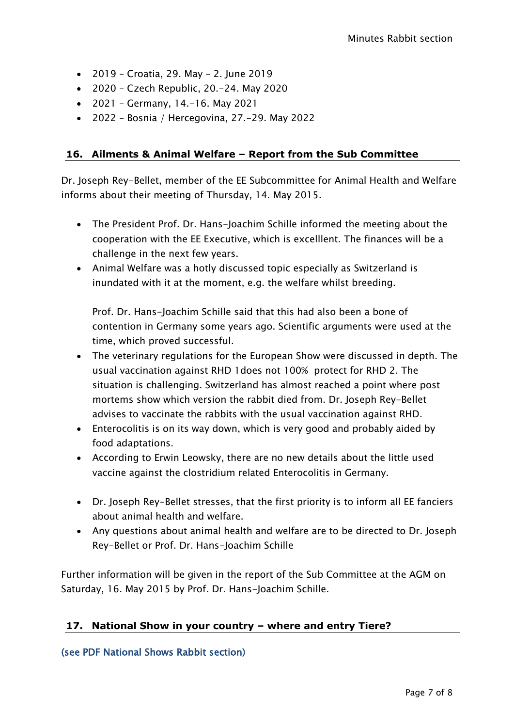- 2019 – Croatia, 29. May – 2. June 2019
- 2020 – Czech Republic, 20.-24. May 2020
- 2021 – Germany, 14.-16. May 2021
- 2022 – Bosnia / Hercegovina, 27.-29. May 2022

## 16. Ailments & Animal Welfare – Report from the Sub Committee

Dr. Joseph Rey-Bellet, member of the EE Subcommittee for Animal Health and Welfare informs about their meeting of Thursday, 14. May 2015.

- The President Prof. Dr. Hans-Joachim Schille informed the meeting about the cooperation with the EE Executive, which is excelllent. The finances will be a challenge in the next few years.
- Animal Welfare was a hotly discussed topic especially as Switzerland is inundated with it at the moment, e.g. the welfare whilst breeding.

  Prof. Dr. Hans-Joachim Schille said that this had also been a bone of contention in Germany some years ago. Scientific arguments were used at the time, which proved successful.
- The veterinary regulations for the European Show were discussed in depth. The usual vaccination against RHD 1does not 100% protect for RHD 2. The situation is challenging. Switzerland has almost reached a point where post mortems show which version the rabbit died from. Dr. Joseph Rey-Bellet advises to vaccinate the rabbits with the usual vaccination against RHD.
- Enterocolitis is on its way down, which is very good and probably aided by food adaptations.
- According to Erwin Leowsky, there are no new details about the little used vaccine against the clostridium related Enterocolitis in Germany.

- Dr. Joseph Rey-Bellet stresses, that the first priority is to inform all EE fanciers about animal health and welfare.
- Any questions about animal health and welfare are to be directed to Dr. Joseph Rey-Bellet or Prof. Dr. Hans-Joachim Schille

Further information will be given in the report of the Sub Committee at the AGM on Saturday, 16. May 2015 by Prof. Dr. Hans-Joachim Schille.

## 17. National Show in your country – where and entry Tiere?

(see PDF National Shows Rabbit section)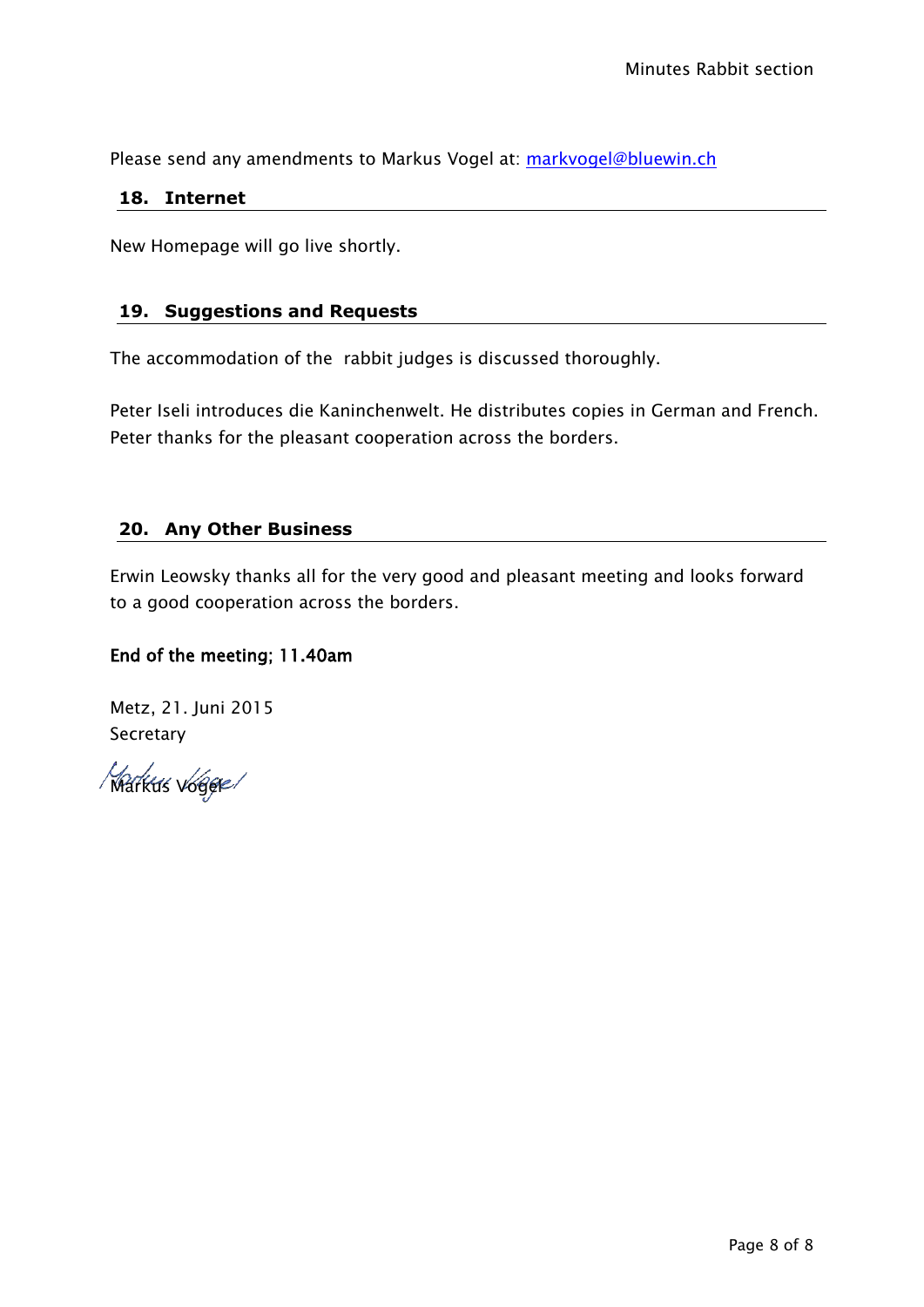Please send any amendments to Markus Vogel at: markvogel@bluewin.ch

## 18. Internet

New Homepage will go live shortly.

## 19. Suggestions and Requests

The accommodation of the  rabbit judges is discussed thoroughly.

Peter Iseli introduces die Kaninchenwelt. He distributes copies in German and French. Peter thanks for the pleasant cooperation across the borders.

## 20. Any Other Business

Erwin Leowsky thanks all for the very good and pleasant meeting and looks forward to a good cooperation across the borders.

**End of the meeting; 11.40am**

Metz, 21. Juni 2015
Secretary

Markus Vogel